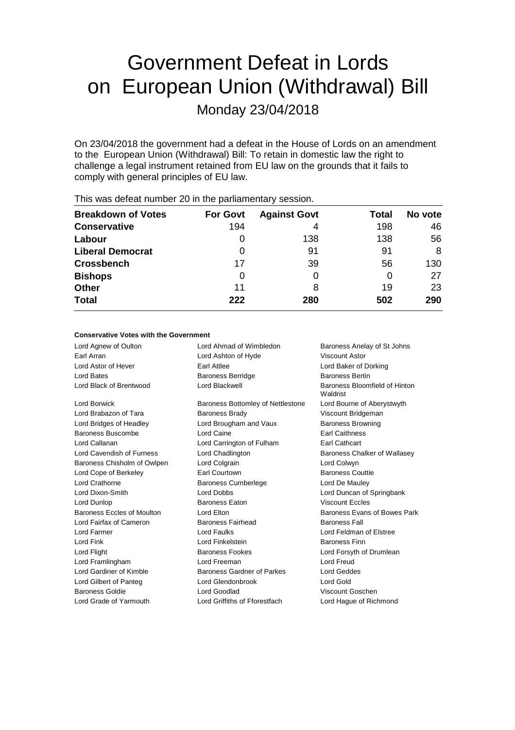# Government Defeat in Lords on European Union (Withdrawal) Bill

## Monday 23/04/2018

On 23/04/2018 the government had a defeat in the House of Lords on an amendment to the European Union (Withdrawal) Bill: To retain in domestic law the right to challenge a legal instrument retained from EU law on the grounds that it fails to comply with general principles of EU law.

This was defeat number 20 in the parliamentary session.

| Breakdown of Votes | For Govt | Against Govt | Total | No vote |
|---|---|---|---|---|
| **Conservative** | 194 | 4 | 198 | 46 |
| **Labour** | 0 | 138 | 138 | 56 |
| **Liberal Democrat** | 0 | 91 | 91 | 8 |
| **Crossbench** | 17 | 39 | 56 | 130 |
| **Bishops** | 0 | 0 | 0 | 27 |
| **Other** | 11 | 8 | 19 | 23 |
| **Total** | **222** | **280** | **502** | **290** |

### Conservative Votes with the Government

| | | |
|---|---|---|
| Lord Agnew of Oulton | Lord Ahmad of Wimbledon | Baroness Anelay of St Johns |
| Earl Arran | Lord Ashton of Hyde | Viscount Astor |
| Lord Astor of Hever | Earl Attlee | Lord Baker of Dorking |
| Lord Bates | Baroness Berridge | Baroness Bertin |
| Lord Black of Brentwood | Lord Blackwell | Baroness Bloomfield of Hinton Waldrist |
| Lord Borwick | Baroness Bottomley of Nettlestone | Lord Bourne of Aberystwyth |
| Lord Brabazon of Tara | Baroness Brady | Viscount Bridgeman |
| Lord Bridges of Headley | Lord Brougham and Vaux | Baroness Browning |
| Baroness Buscombe | Lord Caine | Earl Caithness |
| Lord Callanan | Lord Carrington of Fulham | Earl Cathcart |
| Lord Cavendish of Furness | Lord Chadlington | Baroness Chalker of Wallasey |
| Baroness Chisholm of Owlpen | Lord Colgrain | Lord Colwyn |
| Lord Cope of Berkeley | Earl Courtown | Baroness Couttie |
| Lord Crathorne | Baroness Cumberlege | Lord De Mauley |
| Lord Dixon-Smith | Lord Dobbs | Lord Duncan of Springbank |
| Lord Dunlop | Baroness Eaton | Viscount Eccles |
| Baroness Eccles of Moulton | Lord Elton | Baroness Evans of Bowes Park |
| Lord Fairfax of Cameron | Baroness Fairhead | Baroness Fall |
| Lord Farmer | Lord Faulks | Lord Feldman of Elstree |
| Lord Fink | Lord Finkelstein | Baroness Finn |
| Lord Flight | Baroness Fookes | Lord Forsyth of Drumlean |
| Lord Framlingham | Lord Freeman | Lord Freud |
| Lord Gardiner of Kimble | Baroness Gardner of Parkes | Lord Geddes |
| Lord Gilbert of Panteg | Lord Glendonbrook | Lord Gold |
| Baroness Goldie | Lord Goodlad | Viscount Goschen |
| Lord Grade of Yarmouth | Lord Griffiths of Fforestfach | Lord Hague of Richmond |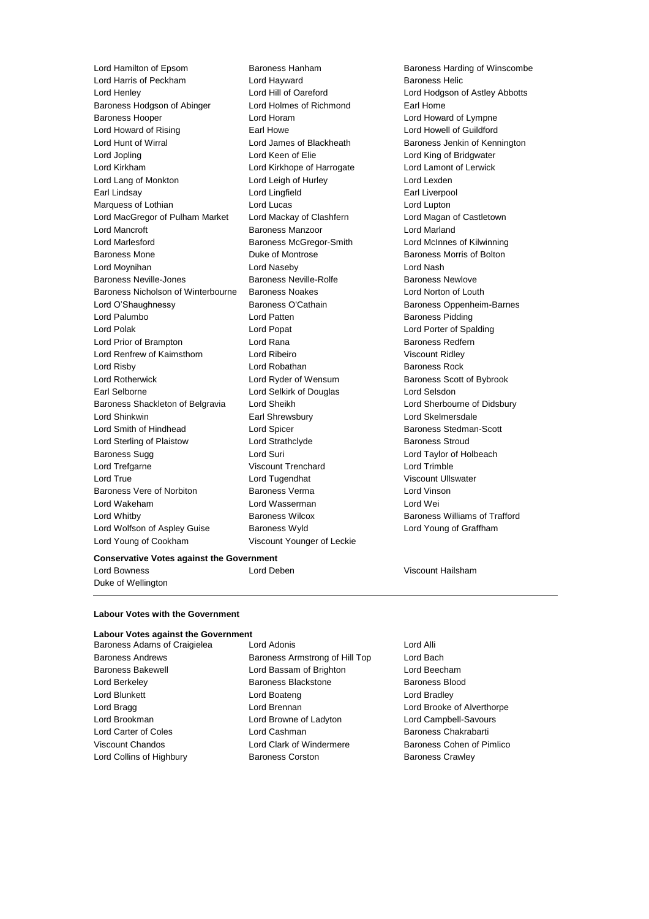Lord Hamilton of Epsom
Baroness Hanham
Baroness Harding of Winscombe
Lord Harris of Peckham
Lord Hayward
Baroness Helic
Lord Henley
Lord Hill of Oareford
Lord Hodgson of Astley Abbotts
Baroness Hodgson of Abinger
Lord Holmes of Richmond
Earl Home
Baroness Hooper
Lord Horam
Lord Howard of Lympne
Lord Howard of Rising
Earl Howe
Lord Howell of Guildford
Lord Hunt of Wirral
Lord James of Blackheath
Baroness Jenkin of Kennington
Lord Jopling
Lord Keen of Elie
Lord King of Bridgwater
Lord Kirkham
Lord Kirkhope of Harrogate
Lord Lamont of Lerwick
Lord Lang of Monkton
Lord Leigh of Hurley
Lord Lexden
Earl Lindsay
Lord Lingfield
Earl Liverpool
Marquess of Lothian
Lord Lucas
Lord Lupton
Lord MacGregor of Pulham Market
Lord Mackay of Clashfern
Lord Magan of Castletown
Lord Mancroft
Baroness Manzoor
Lord Marland
Lord Marlesford
Baroness McGregor-Smith
Lord McInnes of Kilwinning
Baroness Mone
Duke of Montrose
Baroness Morris of Bolton
Lord Moynihan
Lord Naseby
Lord Nash
Baroness Neville-Jones
Baroness Neville-Rolfe
Baroness Newlove
Baroness Nicholson of Winterbourne
Baroness Noakes
Lord Norton of Louth
Lord O'Shaughnessy
Baroness O'Cathain
Baroness Oppenheim-Barnes
Lord Palumbo
Lord Patten
Baroness Pidding
Lord Polak
Lord Popat
Lord Porter of Spalding
Lord Prior of Brampton
Lord Rana
Baroness Redfern
Lord Renfrew of Kaimsthorn
Lord Ribeiro
Viscount Ridley
Lord Risby
Lord Robathan
Baroness Rock
Lord Rotherwick
Lord Ryder of Wensum
Baroness Scott of Bybrook
Earl Selborne
Lord Selkirk of Douglas
Lord Selsdon
Baroness Shackleton of Belgravia
Lord Sheikh
Lord Sherbourne of Didsbury
Lord Shinkwin
Earl Shrewsbury
Lord Skelmersdale
Lord Smith of Hindhead
Lord Spicer
Baroness Stedman-Scott
Lord Sterling of Plaistow
Lord Strathclyde
Baroness Stroud
Baroness Sugg
Lord Suri
Lord Taylor of Holbeach
Lord Trefgarne
Viscount Trenchard
Lord Trimble
Lord True
Lord Tugendhat
Viscount Ullswater
Baroness Vere of Norbiton
Baroness Verma
Lord Vinson
Lord Wakeham
Lord Wasserman
Lord Wei
Lord Whitby
Baroness Wilcox
Baroness Williams of Trafford
Lord Wolfson of Aspley Guise
Baroness Wyld
Lord Young of Graffham
Lord Young of Cookham
Viscount Younger of Leckie

**Conservative Votes against the Government**

Lord Bowness
Lord Deben
Viscount Hailsham
Duke of Wellington

---

**Labour Votes with the Government**

**Labour Votes against the Government**

Baroness Adams of Craigielea
Lord Adonis
Lord Alli
Baroness Andrews
Baroness Armstrong of Hill Top
Lord Bach
Baroness Bakewell
Lord Bassam of Brighton
Lord Beecham
Lord Berkeley
Baroness Blackstone
Baroness Blood
Lord Blunkett
Lord Boateng
Lord Bradley
Lord Bragg
Lord Brennan
Lord Brooke of Alverthorpe
Lord Brookman
Lord Browne of Ladyton
Lord Campbell-Savours
Lord Carter of Coles
Lord Cashman
Baroness Chakrabarti
Viscount Chandos
Lord Clark of Windermere
Baroness Cohen of Pimlico
Lord Collins of Highbury
Baroness Corston
Baroness Crawley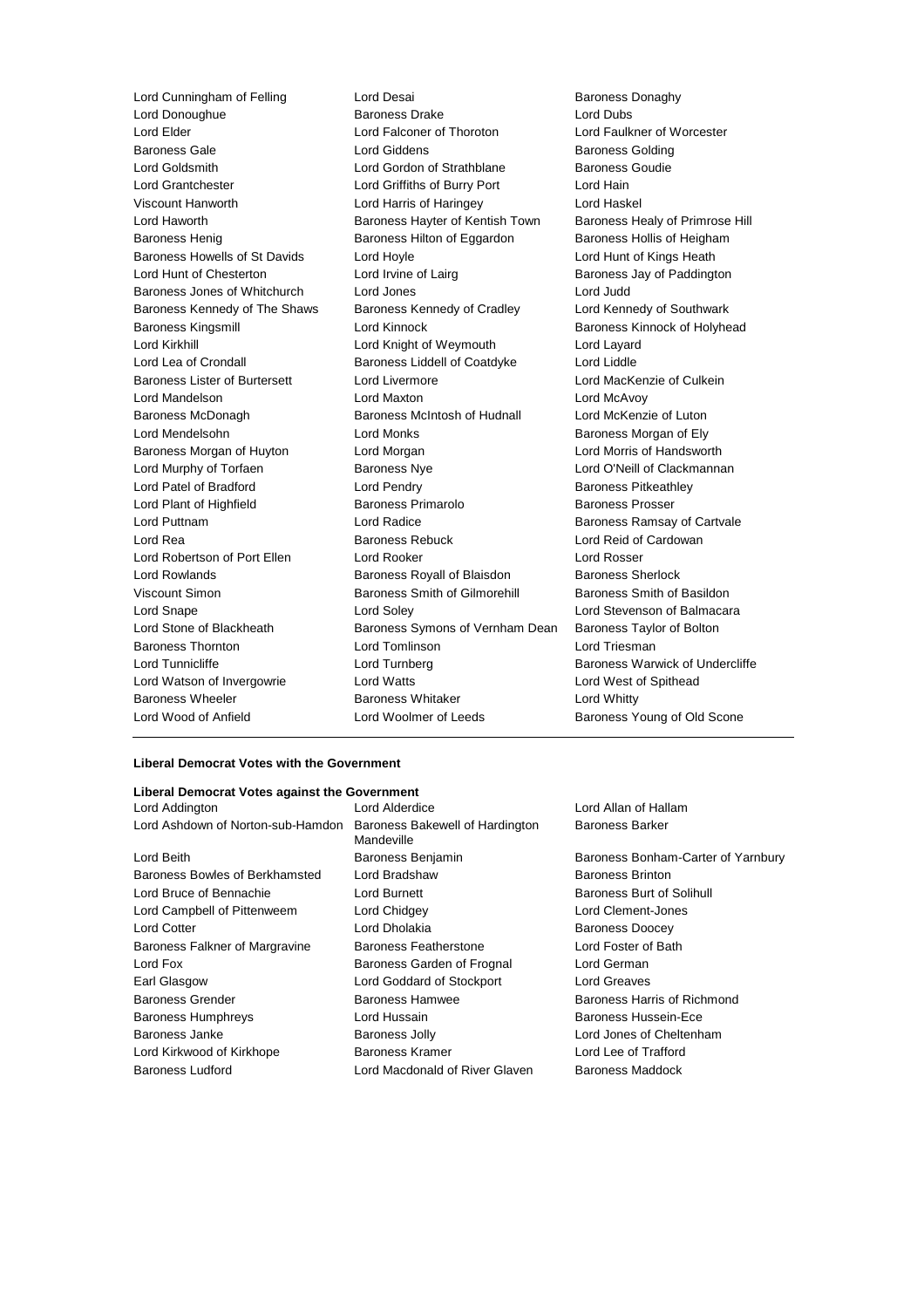Lord Cunningham of Felling
Lord Desai
Baroness Donaghy
Lord Donoughue
Baroness Drake
Lord Dubs
Lord Elder
Lord Falconer of Thoroton
Lord Faulkner of Worcester
Baroness Gale
Lord Giddens
Baroness Golding
Lord Goldsmith
Lord Gordon of Strathblane
Baroness Goudie
Lord Grantchester
Lord Griffiths of Burry Port
Lord Hain
Viscount Hanworth
Lord Harris of Haringey
Lord Haskel
Lord Haworth
Baroness Hayter of Kentish Town
Baroness Healy of Primrose Hill
Baroness Henig
Baroness Hilton of Eggardon
Baroness Hollis of Heigham
Baroness Howells of St Davids
Lord Hoyle
Lord Hunt of Kings Heath
Lord Hunt of Chesterton
Lord Irvine of Lairg
Baroness Jay of Paddington
Baroness Jones of Whitchurch
Lord Jones
Lord Judd
Baroness Kennedy of The Shaws
Baroness Kennedy of Cradley
Lord Kennedy of Southwark
Baroness Kingsmill
Lord Kinnock
Baroness Kinnock of Holyhead
Lord Kirkhill
Lord Knight of Weymouth
Lord Layard
Lord Lea of Crondall
Baroness Liddell of Coatdyke
Lord Liddle
Baroness Lister of Burtersett
Lord Livermore
Lord MacKenzie of Culkein
Lord Mandelson
Lord Maxton
Lord McAvoy
Baroness McDonagh
Baroness McIntosh of Hudnall
Lord McKenzie of Luton
Lord Mendelsohn
Lord Monks
Baroness Morgan of Ely
Baroness Morgan of Huyton
Lord Morgan
Lord Morris of Handsworth
Lord Murphy of Torfaen
Baroness Nye
Lord O'Neill of Clackmannan
Lord Patel of Bradford
Lord Pendry
Baroness Pitkeathley
Lord Plant of Highfield
Baroness Primarolo
Baroness Prosser
Lord Puttnam
Lord Radice
Baroness Ramsay of Cartvale
Lord Rea
Baroness Rebuck
Lord Reid of Cardowan
Lord Robertson of Port Ellen
Lord Rooker
Lord Rosser
Lord Rowlands
Baroness Royall of Blaisdon
Baroness Sherlock
Viscount Simon
Baroness Smith of Gilmorehill
Baroness Smith of Basildon
Lord Snape
Lord Soley
Lord Stevenson of Balmacara
Lord Stone of Blackheath
Baroness Symons of Vernham Dean
Baroness Taylor of Bolton
Baroness Thornton
Lord Tomlinson
Lord Triesman
Lord Tunnicliffe
Lord Turnberg
Baroness Warwick of Undercliffe
Lord Watson of Invergowrie
Lord Watts
Lord West of Spithead
Baroness Wheeler
Baroness Whitaker
Lord Whitty
Lord Wood of Anfield
Lord Woolmer of Leeds
Baroness Young of Old Scone

---

**Liberal Democrat Votes with the Government**

**Liberal Democrat Votes against the Government**

Lord Addington
Lord Alderdice
Lord Allan of Hallam
Lord Ashdown of Norton-sub-Hamdon
Baroness Bakewell of Hardington Mandeville
Baroness Barker
Lord Beith
Baroness Benjamin
Baroness Bonham-Carter of Yarnbury
Baroness Bowles of Berkhamsted
Lord Bradshaw
Baroness Brinton
Lord Bruce of Bennachie
Lord Burnett
Baroness Burt of Solihull
Lord Campbell of Pittenweem
Lord Chidgey
Lord Clement-Jones
Lord Cotter
Lord Dholakia
Baroness Doocey
Baroness Falkner of Margravine
Baroness Featherstone
Lord Foster of Bath
Lord Fox
Baroness Garden of Frognal
Lord German
Earl Glasgow
Lord Goddard of Stockport
Lord Greaves
Baroness Grender
Baroness Hamwee
Baroness Harris of Richmond
Baroness Humphreys
Lord Hussain
Baroness Hussein-Ece
Baroness Janke
Baroness Jolly
Lord Jones of Cheltenham
Lord Kirkwood of Kirkhope
Baroness Kramer
Lord Lee of Trafford
Baroness Ludford
Lord Macdonald of River Glaven
Baroness Maddock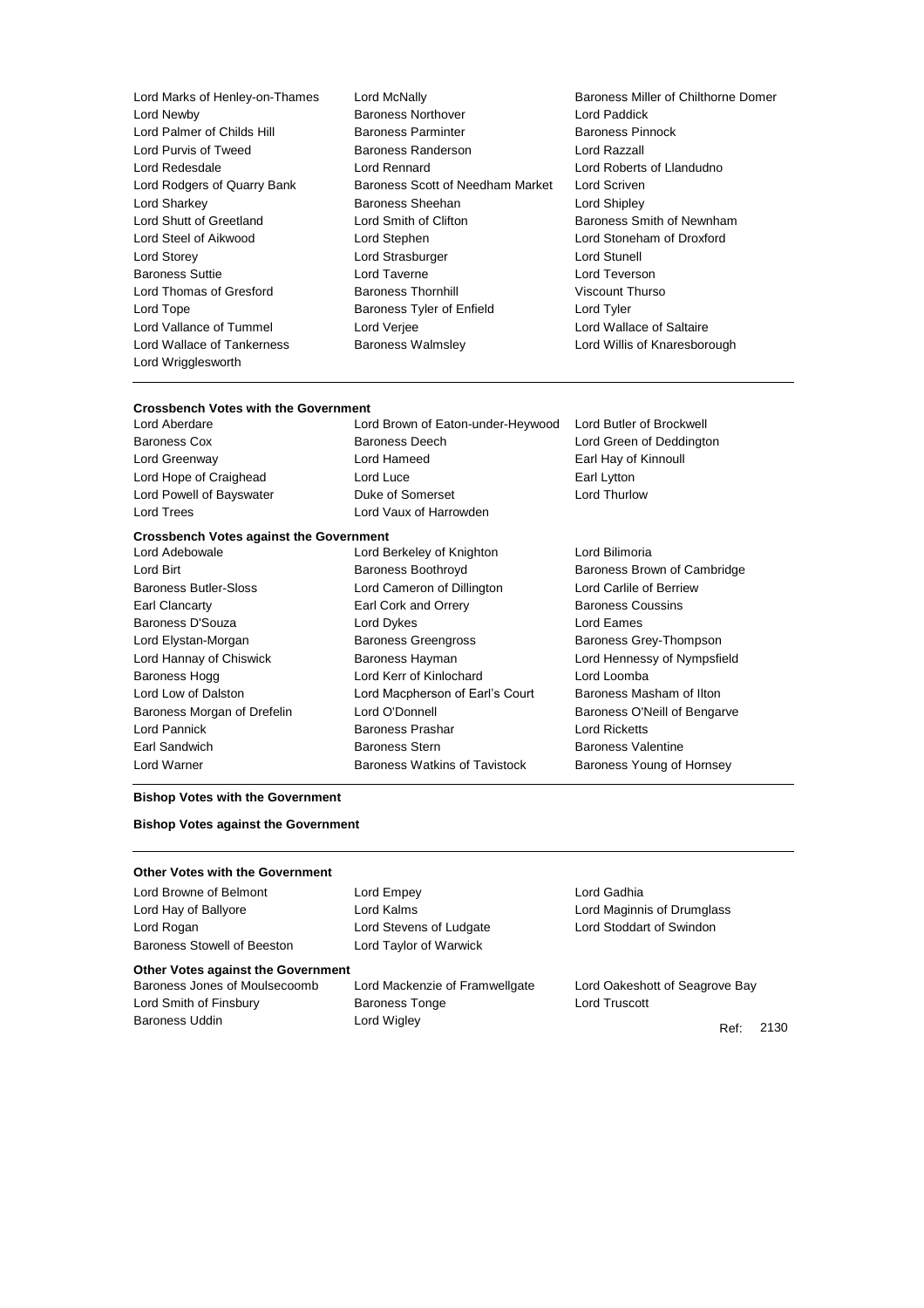Lord Marks of Henley-on-Thames
Lord McNally
Baroness Miller of Chilthorne Domer
Lord Newby
Baroness Northover
Lord Paddick
Lord Palmer of Childs Hill
Baroness Parminter
Baroness Pinnock
Lord Purvis of Tweed
Baroness Randerson
Lord Razzall
Lord Redesdale
Lord Rennard
Lord Roberts of Llandudno
Lord Rodgers of Quarry Bank
Baroness Scott of Needham Market
Lord Scriven
Lord Sharkey
Baroness Sheehan
Lord Shipley
Lord Shutt of Greetland
Lord Smith of Clifton
Baroness Smith of Newnham
Lord Steel of Aikwood
Lord Stephen
Lord Stoneham of Droxford
Lord Storey
Lord Strasburger
Lord Stunell
Baroness Suttie
Lord Taverne
Lord Teverson
Lord Thomas of Gresford
Baroness Thornhill
Viscount Thurso
Lord Tope
Baroness Tyler of Enfield
Lord Tyler
Lord Vallance of Tummel
Lord Verjee
Lord Wallace of Saltaire
Lord Wallace of Tankerness
Baroness Walmsley
Lord Willis of Knaresborough
Lord Wrigglesworth

**Crossbench Votes with the Government**

Lord Aberdare
Lord Brown of Eaton-under-Heywood
Lord Butler of Brockwell
Baroness Cox
Baroness Deech
Lord Green of Deddington
Lord Greenway
Lord Hameed
Earl Hay of Kinnoull
Lord Hope of Craighead
Lord Luce
Earl Lytton
Lord Powell of Bayswater
Duke of Somerset
Lord Thurlow
Lord Trees
Lord Vaux of Harrowden

**Crossbench Votes against the Government**

Lord Adebowale
Lord Berkeley of Knighton
Lord Bilimoria
Lord Birt
Baroness Boothroyd
Baroness Brown of Cambridge
Baroness Butler-Sloss
Lord Cameron of Dillington
Lord Carlile of Berriew
Earl Clancarty
Earl Cork and Orrery
Baroness Coussins
Baroness D'Souza
Lord Dykes
Lord Eames
Lord Elystan-Morgan
Baroness Greengross
Baroness Grey-Thompson
Lord Hannay of Chiswick
Baroness Hayman
Lord Hennessy of Nympsfield
Baroness Hogg
Lord Kerr of Kinlochard
Lord Loomba
Lord Low of Dalston
Lord Macpherson of Earl's Court
Baroness Masham of Ilton
Baroness Morgan of Drefelin
Lord O'Donnell
Baroness O'Neill of Bengarve
Lord Pannick
Baroness Prashar
Lord Ricketts
Earl Sandwich
Baroness Stern
Baroness Valentine
Lord Warner
Baroness Watkins of Tavistock
Baroness Young of Hornsey

**Bishop Votes with the Government**

**Bishop Votes against the Government**

**Other Votes with the Government**

Lord Browne of Belmont
Lord Empey
Lord Gadhia
Lord Hay of Ballyore
Lord Kalms
Lord Maginnis of Drumglass
Lord Rogan
Lord Stevens of Ludgate
Lord Stoddart of Swindon
Baroness Stowell of Beeston
Lord Taylor of Warwick

**Other Votes against the Government**

Baroness Jones of Moulsecoomb
Lord Mackenzie of Framwellgate
Lord Oakeshott of Seagrove Bay
Lord Smith of Finsbury
Baroness Tonge
Lord Truscott
Baroness Uddin
Lord Wigley

Ref: 2130